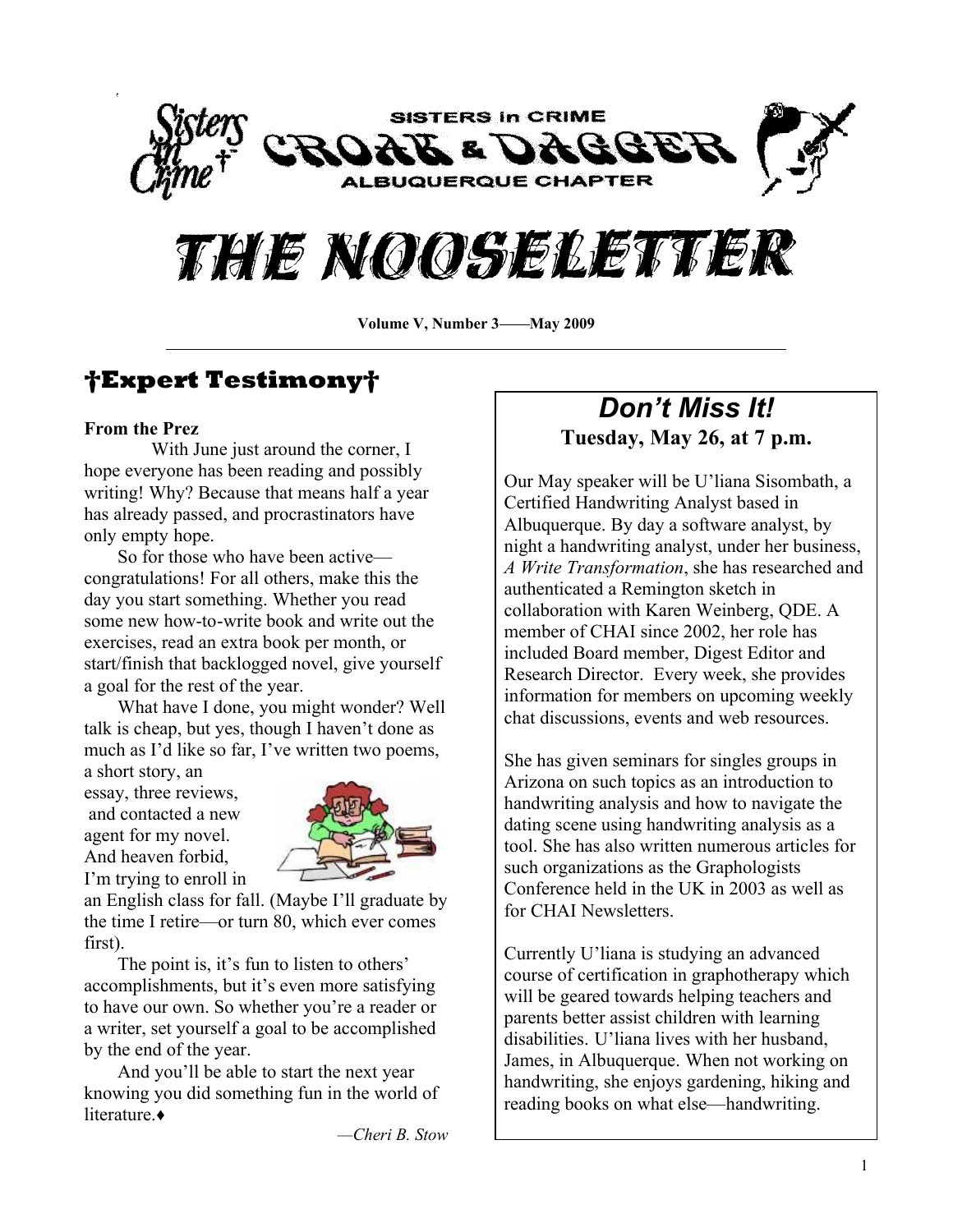SISTERS in CRIME

CROAK & DAGGER

ALBUQUERQUE CHAPTER

# THE NOOSELETTER

**Volume V, Number 3——May 2009**

## †Expert Testimony†

**From the Prez**

With June just around the corner, I hope everyone has been reading and possibly writing! Why? Because that means half a year has already passed, and procrastinators have only empty hope.

So for those who have been active—congratulations! For all others, make this the day you start something. Whether you read some new how-to-write book and write out the exercises, read an extra book per month, or start/finish that backlogged novel, give yourself a goal for the rest of the year.

What have I done, you might wonder? Well talk is cheap, but yes, though I haven't done as much as I'd like so far, I've written two poems, a short story, an essay, three reviews, and contacted a new agent for my novel. And heaven forbid, I'm trying to enroll in an English class for fall. (Maybe I'll graduate by the time I retire—or turn 80, which ever comes first).

The point is, it's fun to listen to others' accomplishments, but it's even more satisfying to have our own. So whether you're a reader or a writer, set yourself a goal to be accomplished by the end of the year.

And you'll be able to start the next year knowing you did something fun in the world of literature.♦

*—Cheri B. Stow*

## *Don't Miss It!*

**Tuesday, May 26, at 7 p.m.**

Our May speaker will be U'liana Sisombath, a Certified Handwriting Analyst based in Albuquerque. By day a software analyst, by night a handwriting analyst, under her business, *A Write Transformation*, she has researched and authenticated a Remington sketch in collaboration with Karen Weinberg, QDE. A member of CHAI since 2002, her role has included Board member, Digest Editor and Research Director. Every week, she provides information for members on upcoming weekly chat discussions, events and web resources.

She has given seminars for singles groups in Arizona on such topics as an introduction to handwriting analysis and how to navigate the dating scene using handwriting analysis as a tool. She has also written numerous articles for such organizations as the Graphologists Conference held in the UK in 2003 as well as for CHAI Newsletters.

Currently U'liana is studying an advanced course of certification in graphotherapy which will be geared towards helping teachers and parents better assist children with learning disabilities. U'liana lives with her husband, James, in Albuquerque. When not working on handwriting, she enjoys gardening, hiking and reading books on what else—handwriting.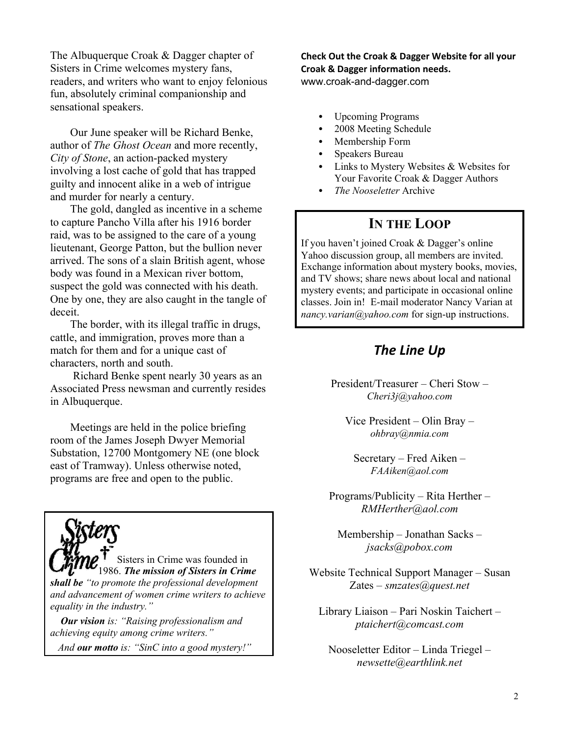The Albuquerque Croak & Dagger chapter of Sisters in Crime welcomes mystery fans, readers, and writers who want to enjoy felonious fun, absolutely criminal companionship and sensational speakers.

Our June speaker will be Richard Benke, author of *The Ghost Ocean* and more recently, *City of Stone*, an action-packed mystery involving a lost cache of gold that has trapped guilty and innocent alike in a web of intrigue and murder for nearly a century.

The gold, dangled as incentive in a scheme to capture Pancho Villa after his 1916 border raid, was to be assigned to the care of a young lieutenant, George Patton, but the bullion never arrived. The sons of a slain British agent, whose body was found in a Mexican river bottom, suspect the gold was connected with his death. One by one, they are also caught in the tangle of deceit.

The border, with its illegal traffic in drugs, cattle, and immigration, proves more than a match for them and for a unique cast of characters, north and south.

Richard Benke spent nearly 30 years as an Associated Press newsman and currently resides in Albuquerque.

Meetings are held in the police briefing room of the James Joseph Dwyer Memorial Substation, 12700 Montgomery NE (one block east of Tramway). Unless otherwise noted, programs are free and open to the public.

Sisters in Crime

Sisters in Crime was founded in 1986. ***The mission of Sisters in Crime shall be*** *"to promote the professional development and advancement of women crime writers to achieve equality in the industry."*

***Our vision*** *is: "Raising professionalism and achieving equity among crime writers."*

*And* ***our motto*** *is: "SinC into a good mystery!"*

**Check Out the Croak & Dagger Website for all your Croak & Dagger information needs.**
www.croak-and-dagger.com

- Upcoming Programs
- 2008 Meeting Schedule
- Membership Form
- Speakers Bureau
- Links to Mystery Websites & Websites for Your Favorite Croak & Dagger Authors
- *The Nooseletter* Archive

## IN THE LOOP

If you haven't joined Croak & Dagger's online Yahoo discussion group, all members are invited. Exchange information about mystery books, movies, and TV shows; share news about local and national mystery events; and participate in occasional online classes. Join in! E-mail moderator Nancy Varian at *nancy.varian@yahoo.com* for sign-up instructions.

## *The Line Up*

President/Treasurer – Cheri Stow – *Cheri3j@yahoo.com*

Vice President – Olin Bray – *ohbray@nmia.com*

Secretary – Fred Aiken – *FAAiken@aol.com*

Programs/Publicity – Rita Herther – *RMHerther@aol.com*

Membership – Jonathan Sacks – *jsacks@pobox.com*

Website Technical Support Manager – Susan Zates – *smzates@quest.net*

Library Liaison – Pari Noskin Taichert – *ptaichert@comcast.com*

Nooseletter Editor – Linda Triegel – *newsette@earthlink.net*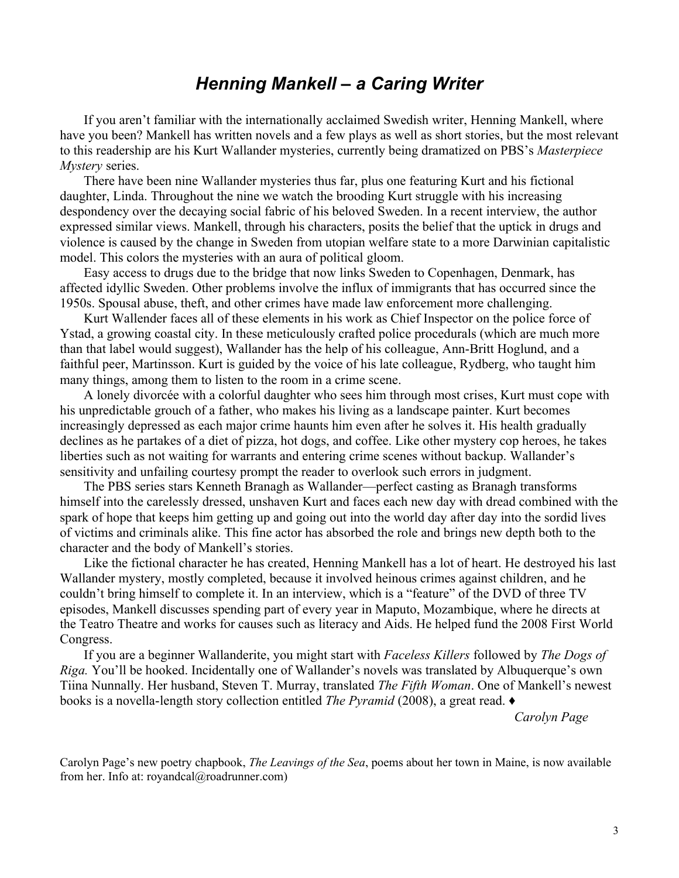# *Henning Mankell – a Caring Writer*

If you aren't familiar with the internationally acclaimed Swedish writer, Henning Mankell, where have you been? Mankell has written novels and a few plays as well as short stories, but the most relevant to this readership are his Kurt Wallander mysteries, currently being dramatized on PBS's *Masterpiece Mystery* series.

There have been nine Wallander mysteries thus far, plus one featuring Kurt and his fictional daughter, Linda. Throughout the nine we watch the brooding Kurt struggle with his increasing despondency over the decaying social fabric of his beloved Sweden. In a recent interview, the author expressed similar views. Mankell, through his characters, posits the belief that the uptick in drugs and violence is caused by the change in Sweden from utopian welfare state to a more Darwinian capitalistic model. This colors the mysteries with an aura of political gloom.

Easy access to drugs due to the bridge that now links Sweden to Copenhagen, Denmark, has affected idyllic Sweden. Other problems involve the influx of immigrants that has occurred since the 1950s. Spousal abuse, theft, and other crimes have made law enforcement more challenging.

Kurt Wallender faces all of these elements in his work as Chief Inspector on the police force of Ystad, a growing coastal city. In these meticulously crafted police procedurals (which are much more than that label would suggest), Wallander has the help of his colleague, Ann-Britt Hoglund, and a faithful peer, Martinsson. Kurt is guided by the voice of his late colleague, Rydberg, who taught him many things, among them to listen to the room in a crime scene.

A lonely divorcée with a colorful daughter who sees him through most crises, Kurt must cope with his unpredictable grouch of a father, who makes his living as a landscape painter. Kurt becomes increasingly depressed as each major crime haunts him even after he solves it. His health gradually declines as he partakes of a diet of pizza, hot dogs, and coffee. Like other mystery cop heroes, he takes liberties such as not waiting for warrants and entering crime scenes without backup. Wallander's sensitivity and unfailing courtesy prompt the reader to overlook such errors in judgment.

The PBS series stars Kenneth Branagh as Wallander—perfect casting as Branagh transforms himself into the carelessly dressed, unshaven Kurt and faces each new day with dread combined with the spark of hope that keeps him getting up and going out into the world day after day into the sordid lives of victims and criminals alike. This fine actor has absorbed the role and brings new depth both to the character and the body of Mankell's stories.

Like the fictional character he has created, Henning Mankell has a lot of heart. He destroyed his last Wallander mystery, mostly completed, because it involved heinous crimes against children, and he couldn't bring himself to complete it. In an interview, which is a "feature" of the DVD of three TV episodes, Mankell discusses spending part of every year in Maputo, Mozambique, where he directs at the Teatro Theatre and works for causes such as literacy and Aids. He helped fund the 2008 First World Congress.

If you are a beginner Wallanderite, you might start with *Faceless Killers* followed by *The Dogs of Riga.* You'll be hooked. Incidentally one of Wallander's novels was translated by Albuquerque's own Tiina Nunnally. Her husband, Steven T. Murray, translated *The Fifth Woman*. One of Mankell's newest books is a novella-length story collection entitled *The Pyramid* (2008), a great read. ♦

*Carolyn Page*

Carolyn Page's new poetry chapbook, *The Leavings of the Sea*, poems about her town in Maine, is now available from her. Info at: royandcal@roadrunner.com)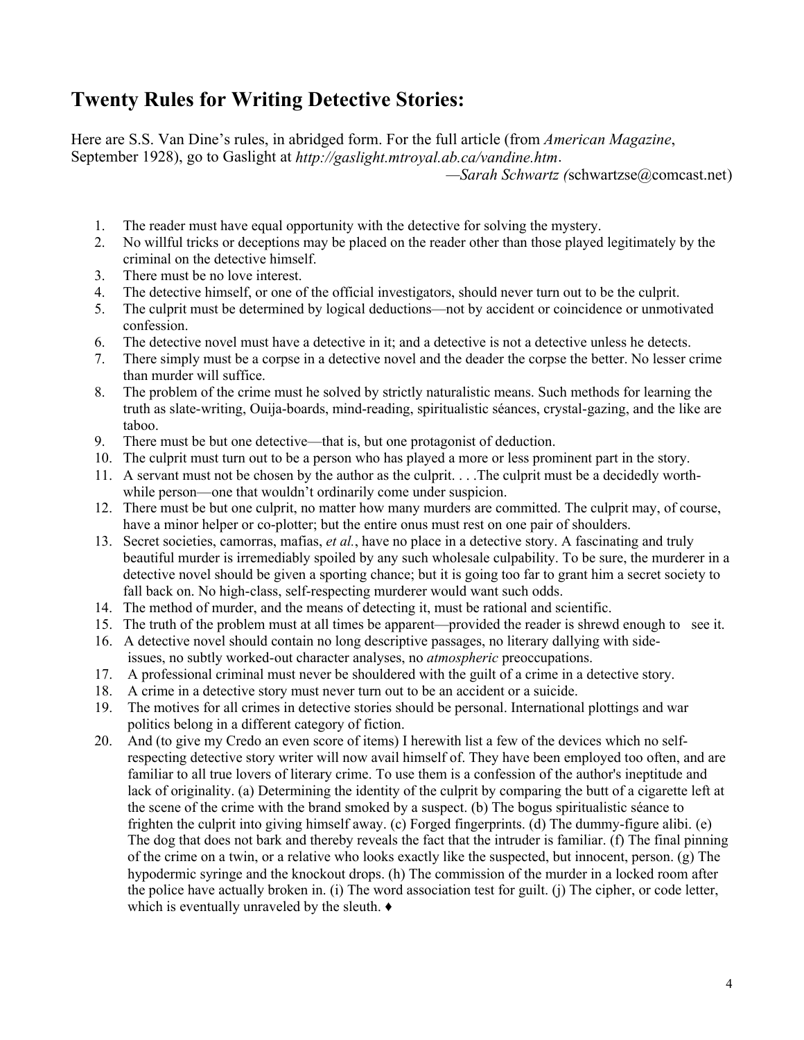## Twenty Rules for Writing Detective Stories:

Here are S.S. Van Dine's rules, in abridged form. For the full article (from *American Magazine*, September 1928), go to Gaslight at *http://gaslight.mtroyal.ab.ca/vandine.htm*.

—*Sarah Schwartz (*schwartzse@comcast.net)

1. The reader must have equal opportunity with the detective for solving the mystery.
2. No willful tricks or deceptions may be placed on the reader other than those played legitimately by the criminal on the detective himself.
3. There must be no love interest.
4. The detective himself, or one of the official investigators, should never turn out to be the culprit.
5. The culprit must be determined by logical deductions—not by accident or coincidence or unmotivated confession.
6. The detective novel must have a detective in it; and a detective is not a detective unless he detects.
7. There simply must be a corpse in a detective novel and the deader the corpse the better. No lesser crime than murder will suffice.
8. The problem of the crime must he solved by strictly naturalistic means. Such methods for learning the truth as slate-writing, Ouija-boards, mind-reading, spiritualistic séances, crystal-gazing, and the like are taboo.
9. There must be but one detective—that is, but one protagonist of deduction.
10. The culprit must turn out to be a person who has played a more or less prominent part in the story.
11. A servant must not be chosen by the author as the culprit. . . .The culprit must be a decidedly worth-while person—one that wouldn't ordinarily come under suspicion.
12. There must be but one culprit, no matter how many murders are committed. The culprit may, of course, have a minor helper or co-plotter; but the entire onus must rest on one pair of shoulders.
13. Secret societies, camorras, mafias, *et al.*, have no place in a detective story. A fascinating and truly beautiful murder is irremediably spoiled by any such wholesale culpability. To be sure, the murderer in a detective novel should be given a sporting chance; but it is going too far to grant him a secret society to fall back on. No high-class, self-respecting murderer would want such odds.
14. The method of murder, and the means of detecting it, must be rational and scientific.
15. The truth of the problem must at all times be apparent—provided the reader is shrewd enough to see it.
16. A detective novel should contain no long descriptive passages, no literary dallying with side-issues, no subtly worked-out character analyses, no *atmospheric* preoccupations.
17. A professional criminal must never be shouldered with the guilt of a crime in a detective story.
18. A crime in a detective story must never turn out to be an accident or a suicide.
19. The motives for all crimes in detective stories should be personal. International plottings and war politics belong in a different category of fiction.
20. And (to give my Credo an even score of items) I herewith list a few of the devices which no self-respecting detective story writer will now avail himself of. They have been employed too often, and are familiar to all true lovers of literary crime. To use them is a confession of the author's ineptitude and lack of originality. (a) Determining the identity of the culprit by comparing the butt of a cigarette left at the scene of the crime with the brand smoked by a suspect. (b) The bogus spiritualistic séance to frighten the culprit into giving himself away. (c) Forged fingerprints. (d) The dummy-figure alibi. (e) The dog that does not bark and thereby reveals the fact that the intruder is familiar. (f) The final pinning of the crime on a twin, or a relative who looks exactly like the suspected, but innocent, person. (g) The hypodermic syringe and the knockout drops. (h) The commission of the murder in a locked room after the police have actually broken in. (i) The word association test for guilt. (j) The cipher, or code letter, which is eventually unraveled by the sleuth. ♦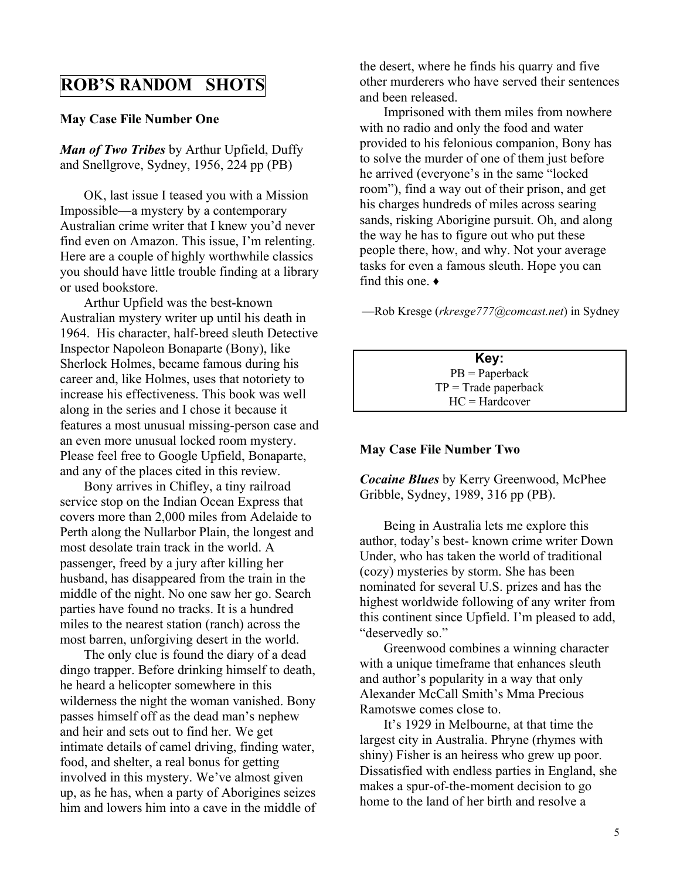# ROB'S RANDOM SHOTS

### May Case File Number One

***Man of Two Tribes*** by Arthur Upfield, Duffy and Snellgrove, Sydney, 1956, 224 pp (PB)

OK, last issue I teased you with a Mission Impossible—a mystery by a contemporary Australian crime writer that I knew you'd never find even on Amazon. This issue, I'm relenting. Here are a couple of highly worthwhile classics you should have little trouble finding at a library or used bookstore.

Arthur Upfield was the best-known Australian mystery writer up until his death in 1964. His character, half-breed sleuth Detective Inspector Napoleon Bonaparte (Bony), like Sherlock Holmes, became famous during his career and, like Holmes, uses that notoriety to increase his effectiveness. This book was well along in the series and I chose it because it features a most unusual missing-person case and an even more unusual locked room mystery. Please feel free to Google Upfield, Bonaparte, and any of the places cited in this review.

Bony arrives in Chifley, a tiny railroad service stop on the Indian Ocean Express that covers more than 2,000 miles from Adelaide to Perth along the Nullarbor Plain, the longest and most desolate train track in the world. A passenger, freed by a jury after killing her husband, has disappeared from the train in the middle of the night. No one saw her go. Search parties have found no tracks. It is a hundred miles to the nearest station (ranch) across the most barren, unforgiving desert in the world.

The only clue is found the diary of a dead dingo trapper. Before drinking himself to death, he heard a helicopter somewhere in this wilderness the night the woman vanished. Bony passes himself off as the dead man's nephew and heir and sets out to find her. We get intimate details of camel driving, finding water, food, and shelter, a real bonus for getting involved in this mystery. We've almost given up, as he has, when a party of Aborigines seizes him and lowers him into a cave in the middle of the desert, where he finds his quarry and five other murderers who have served their sentences and been released.

Imprisoned with them miles from nowhere with no radio and only the food and water provided to his felonious companion, Bony has to solve the murder of one of them just before he arrived (everyone's in the same "locked room"), find a way out of their prison, and get his charges hundreds of miles across searing sands, risking Aborigine pursuit. Oh, and along the way he has to figure out who put these people there, how, and why. Not your average tasks for even a famous sleuth. Hope you can find this one. ♦

—Rob Kresge (*rkresge777@comcast.net*) in Sydney

| Key: |
| --- |
| PB = Paperback |
| TP = Trade paperback |
| HC = Hardcover |

### May Case File Number Two

***Cocaine Blues*** by Kerry Greenwood, McPhee Gribble, Sydney, 1989, 316 pp (PB).

Being in Australia lets me explore this author, today's best- known crime writer Down Under, who has taken the world of traditional (cozy) mysteries by storm. She has been nominated for several U.S. prizes and has the highest worldwide following of any writer from this continent since Upfield. I'm pleased to add, "deservedly so."

Greenwood combines a winning character with a unique timeframe that enhances sleuth and author's popularity in a way that only Alexander McCall Smith's Mma Precious Ramotswe comes close to.

It's 1929 in Melbourne, at that time the largest city in Australia. Phryne (rhymes with shiny) Fisher is an heiress who grew up poor. Dissatisfied with endless parties in England, she makes a spur-of-the-moment decision to go home to the land of her birth and resolve a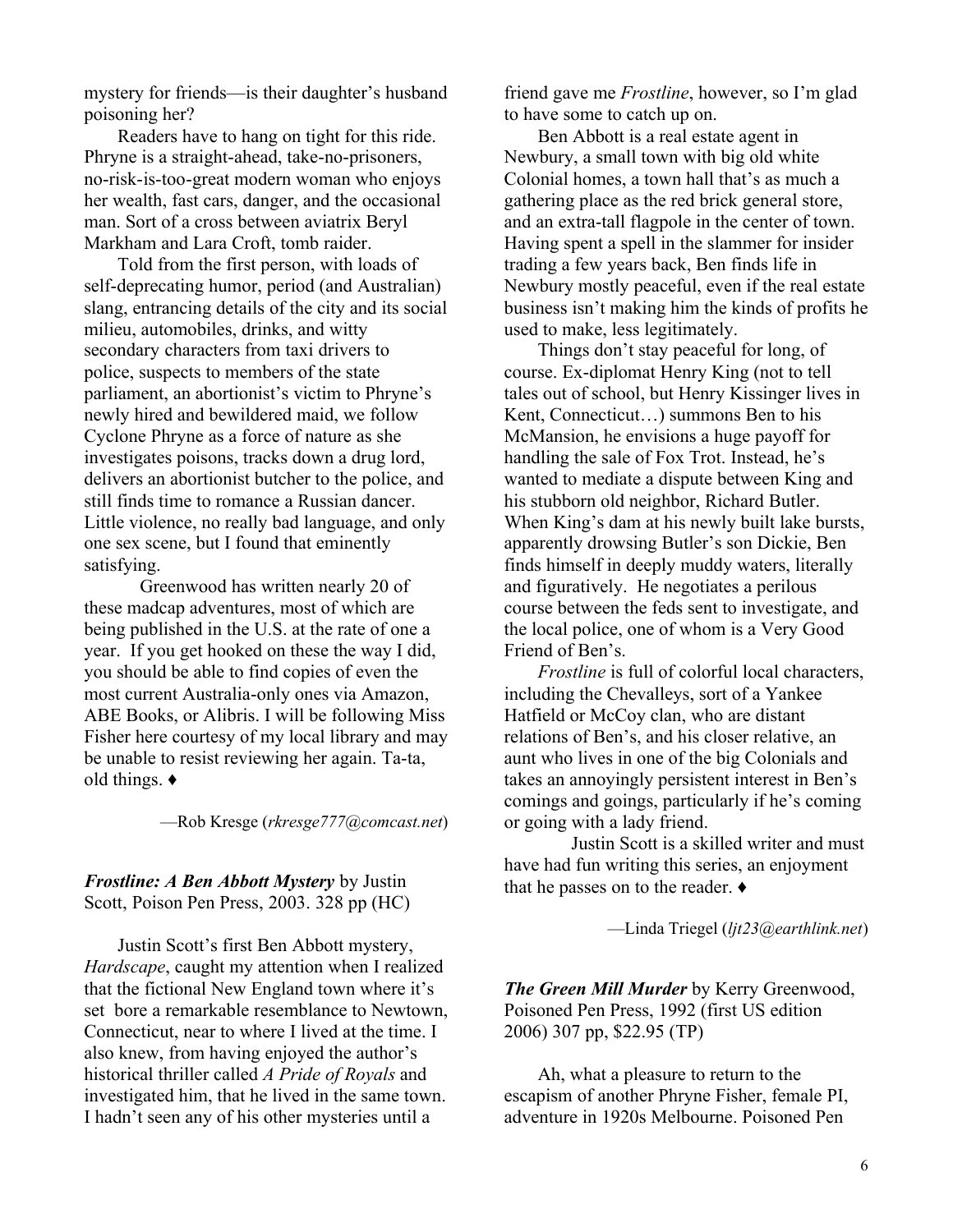mystery for friends—is their daughter's husband poisoning her?

Readers have to hang on tight for this ride. Phryne is a straight-ahead, take-no-prisoners, no-risk-is-too-great modern woman who enjoys her wealth, fast cars, danger, and the occasional man. Sort of a cross between aviatrix Beryl Markham and Lara Croft, tomb raider.

Told from the first person, with loads of self-deprecating humor, period (and Australian) slang, entrancing details of the city and its social milieu, automobiles, drinks, and witty secondary characters from taxi drivers to police, suspects to members of the state parliament, an abortionist's victim to Phryne's newly hired and bewildered maid, we follow Cyclone Phryne as a force of nature as she investigates poisons, tracks down a drug lord, delivers an abortionist butcher to the police, and still finds time to romance a Russian dancer. Little violence, no really bad language, and only one sex scene, but I found that eminently satisfying.

Greenwood has written nearly 20 of these madcap adventures, most of which are being published in the U.S. at the rate of one a year. If you get hooked on these the way I did, you should be able to find copies of even the most current Australia-only ones via Amazon, ABE Books, or Alibris. I will be following Miss Fisher here courtesy of my local library and may be unable to resist reviewing her again. Ta-ta, old things. ♦

—Rob Kresge (*rkresge777@comcast.net*)

***Frostline: A Ben Abbott Mystery*** by Justin Scott, Poison Pen Press, 2003. 328 pp (HC)

Justin Scott's first Ben Abbott mystery, *Hardscape*, caught my attention when I realized that the fictional New England town where it's set bore a remarkable resemblance to Newtown, Connecticut, near to where I lived at the time. I also knew, from having enjoyed the author's historical thriller called *A Pride of Royals* and investigated him, that he lived in the same town. I hadn't seen any of his other mysteries until a friend gave me *Frostline*, however, so I'm glad to have some to catch up on.

Ben Abbott is a real estate agent in Newbury, a small town with big old white Colonial homes, a town hall that's as much a gathering place as the red brick general store, and an extra-tall flagpole in the center of town. Having spent a spell in the slammer for insider trading a few years back, Ben finds life in Newbury mostly peaceful, even if the real estate business isn't making him the kinds of profits he used to make, less legitimately.

Things don't stay peaceful for long, of course. Ex-diplomat Henry King (not to tell tales out of school, but Henry Kissinger lives in Kent, Connecticut…) summons Ben to his McMansion, he envisions a huge payoff for handling the sale of Fox Trot. Instead, he's wanted to mediate a dispute between King and his stubborn old neighbor, Richard Butler. When King's dam at his newly built lake bursts, apparently drowsing Butler's son Dickie, Ben finds himself in deeply muddy waters, literally and figuratively. He negotiates a perilous course between the feds sent to investigate, and the local police, one of whom is a Very Good Friend of Ben's.

*Frostline* is full of colorful local characters, including the Chevalleys, sort of a Yankee Hatfield or McCoy clan, who are distant relations of Ben's, and his closer relative, an aunt who lives in one of the big Colonials and takes an annoyingly persistent interest in Ben's comings and goings, particularly if he's coming or going with a lady friend.

Justin Scott is a skilled writer and must have had fun writing this series, an enjoyment that he passes on to the reader. ♦

—Linda Triegel (*ljt23@earthlink.net*)

***The Green Mill Murder*** by Kerry Greenwood, Poisoned Pen Press, 1992 (first US edition 2006) 307 pp, $22.95 (TP)

Ah, what a pleasure to return to the escapism of another Phryne Fisher, female PI, adventure in 1920s Melbourne. Poisoned Pen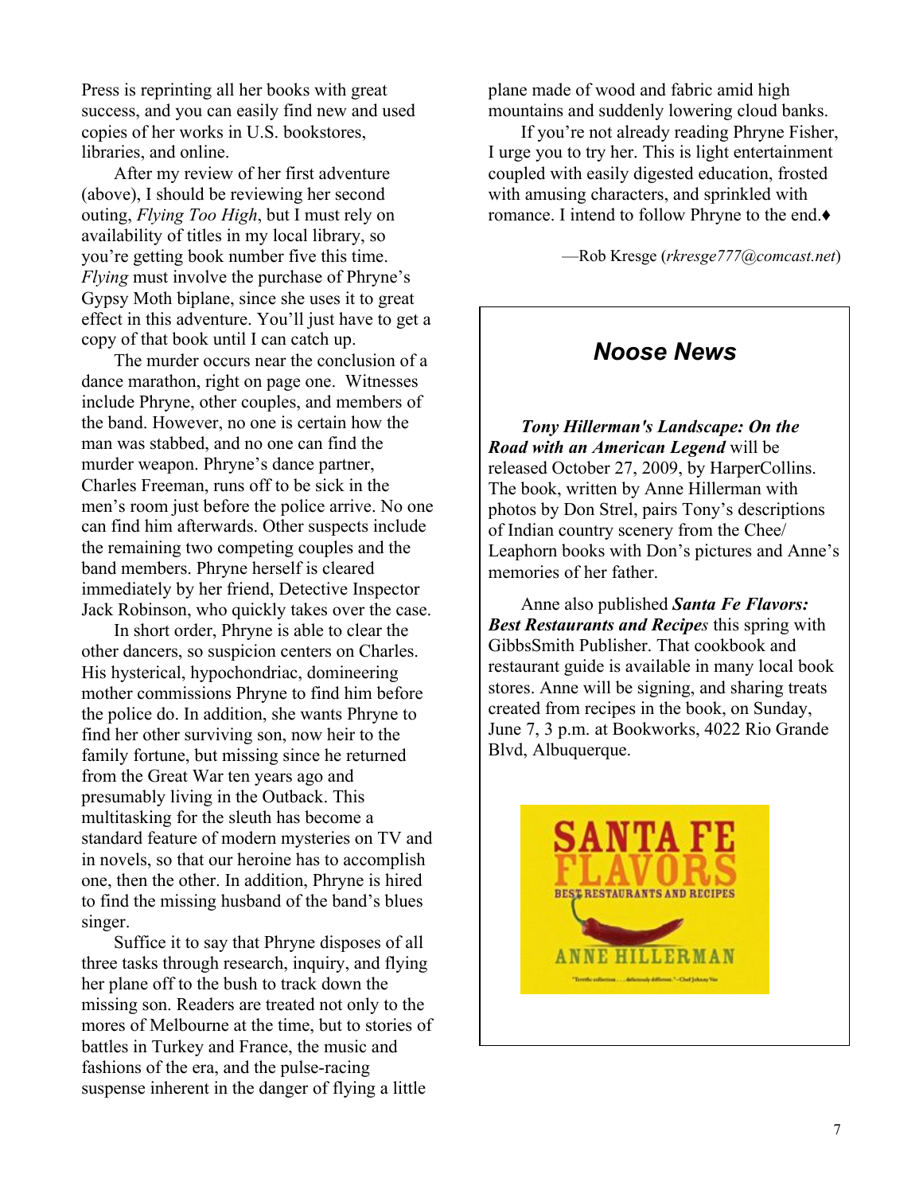Press is reprinting all her books with great success, and you can easily find new and used copies of her works in U.S. bookstores, libraries, and online.

After my review of her first adventure (above), I should be reviewing her second outing, *Flying Too High*, but I must rely on availability of titles in my local library, so you're getting book number five this time. *Flying* must involve the purchase of Phryne's Gypsy Moth biplane, since she uses it to great effect in this adventure. You'll just have to get a copy of that book until I can catch up.

The murder occurs near the conclusion of a dance marathon, right on page one. Witnesses include Phryne, other couples, and members of the band. However, no one is certain how the man was stabbed, and no one can find the murder weapon. Phryne's dance partner, Charles Freeman, runs off to be sick in the men's room just before the police arrive. No one can find him afterwards. Other suspects include the remaining two competing couples and the band members. Phryne herself is cleared immediately by her friend, Detective Inspector Jack Robinson, who quickly takes over the case.

In short order, Phryne is able to clear the other dancers, so suspicion centers on Charles. His hysterical, hypochondriac, domineering mother commissions Phryne to find him before the police do. In addition, she wants Phryne to find her other surviving son, now heir to the family fortune, but missing since he returned from the Great War ten years ago and presumably living in the Outback. This multitasking for the sleuth has become a standard feature of modern mysteries on TV and in novels, so that our heroine has to accomplish one, then the other. In addition, Phryne is hired to find the missing husband of the band's blues singer.

Suffice it to say that Phryne disposes of all three tasks through research, inquiry, and flying her plane off to the bush to track down the missing son. Readers are treated not only to the mores of Melbourne at the time, but to stories of battles in Turkey and France, the music and fashions of the era, and the pulse-racing suspense inherent in the danger of flying a little plane made of wood and fabric amid high mountains and suddenly lowering cloud banks.

If you're not already reading Phryne Fisher, I urge you to try her. This is light entertainment coupled with easily digested education, frosted with amusing characters, and sprinkled with romance. I intend to follow Phryne to the end.♦

—Rob Kresge (*rkresge777@comcast.net*)

## Noose News

***Tony Hillerman's Landscape: On the Road with an American Legend*** will be released October 27, 2009, by HarperCollins. The book, written by Anne Hillerman with photos by Don Strel, pairs Tony's descriptions of Indian country scenery from the Chee/ Leaphorn books with Don's pictures and Anne's memories of her father.

Anne also published ***Santa Fe Flavors: Best Restaurants and Recipes*** this spring with GibbsSmith Publisher. That cookbook and restaurant guide is available in many local book stores. Anne will be signing, and sharing treats created from recipes in the book, on Sunday, June 7, 3 p.m. at Bookworks, 4022 Rio Grande Blvd, Albuquerque.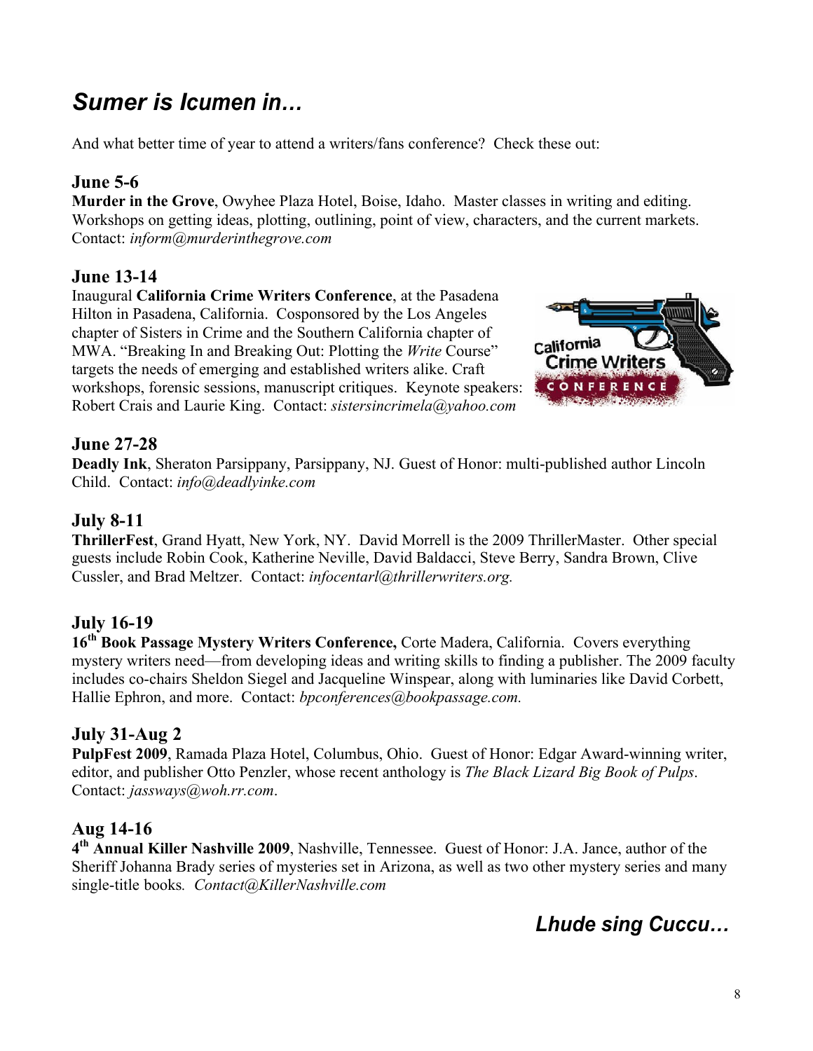## *Sumer is Icumen in…*

And what better time of year to attend a writers/fans conference? Check these out:

### June 5-6

**Murder in the Grove**, Owyhee Plaza Hotel, Boise, Idaho. Master classes in writing and editing. Workshops on getting ideas, plotting, outlining, point of view, characters, and the current markets. Contact: *inform@murderinthegrove.com*

### June 13-14

Inaugural **California Crime Writers Conference**, at the Pasadena Hilton in Pasadena, California. Cosponsored by the Los Angeles chapter of Sisters in Crime and the Southern California chapter of MWA. "Breaking In and Breaking Out: Plotting the *Write* Course" targets the needs of emerging and established writers alike. Craft workshops, forensic sessions, manuscript critiques. Keynote speakers: Robert Crais and Laurie King. Contact: *sistersincrimela@yahoo.com*

### June 27-28

**Deadly Ink**, Sheraton Parsippany, Parsippany, NJ. Guest of Honor: multi-published author Lincoln Child. Contact: *info@deadlyinke.com*

### July 8-11

**ThrillerFest**, Grand Hyatt, New York, NY. David Morrell is the 2009 ThrillerMaster. Other special guests include Robin Cook, Katherine Neville, David Baldacci, Steve Berry, Sandra Brown, Clive Cussler, and Brad Meltzer. Contact: *infocentarl@thrillerwriters.org.*

### July 16-19

**16th Book Passage Mystery Writers Conference,** Corte Madera, California. Covers everything mystery writers need—from developing ideas and writing skills to finding a publisher. The 2009 faculty includes co-chairs Sheldon Siegel and Jacqueline Winspear, along with luminaries like David Corbett, Hallie Ephron, and more. Contact: *bpconferences@bookpassage.com.*

### July 31-Aug 2

**PulpFest 2009**, Ramada Plaza Hotel, Columbus, Ohio. Guest of Honor: Edgar Award-winning writer, editor, and publisher Otto Penzler, whose recent anthology is *The Black Lizard Big Book of Pulps*. Contact: *jassways@woh.rr.com*.

### Aug 14-16

**4th Annual Killer Nashville 2009**, Nashville, Tennessee. Guest of Honor: J.A. Jance, author of the Sheriff Johanna Brady series of mysteries set in Arizona, as well as two other mystery series and many single-title books. *Contact@KillerNashville.com*

## *Lhude sing Cuccu…*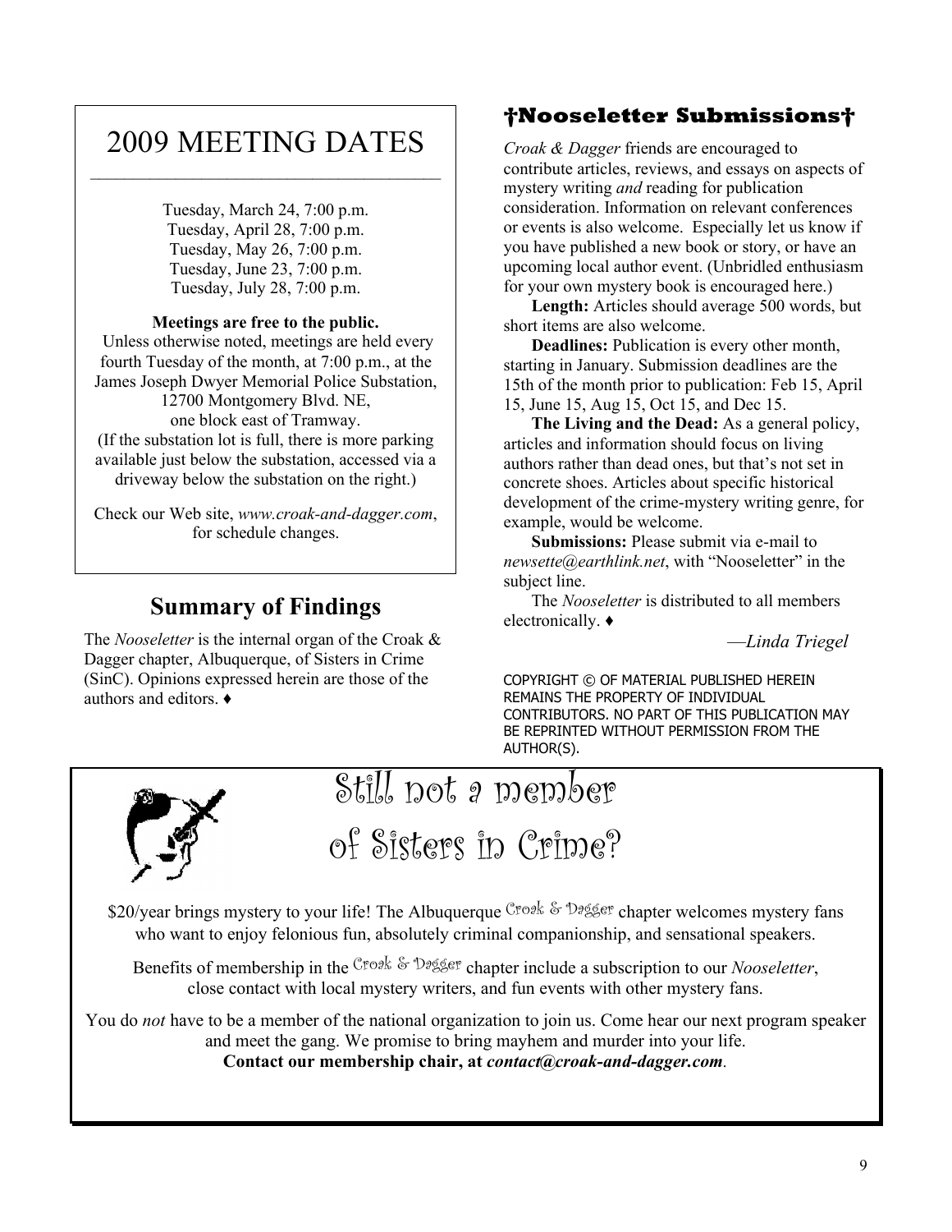## 2009 MEETING DATES

Tuesday, March 24, 7:00 p.m.
Tuesday, April 28, 7:00 p.m.
Tuesday, May 26, 7:00 p.m.
Tuesday, June 23, 7:00 p.m.
Tuesday, July 28, 7:00 p.m.

**Meetings are free to the public.**

Unless otherwise noted, meetings are held every fourth Tuesday of the month, at 7:00 p.m., at the James Joseph Dwyer Memorial Police Substation, 12700 Montgomery Blvd. NE, one block east of Tramway. (If the substation lot is full, there is more parking available just below the substation, accessed via a driveway below the substation on the right.)

Check our Web site, *www.croak-and-dagger.com*, for schedule changes.

## Summary of Findings

The *Nooseletter* is the internal organ of the Croak & Dagger chapter, Albuquerque, of Sisters in Crime (SinC). Opinions expressed herein are those of the authors and editors. ♦

## †Nooseletter Submissions†

*Croak & Dagger* friends are encouraged to contribute articles, reviews, and essays on aspects of mystery writing *and* reading for publication consideration. Information on relevant conferences or events is also welcome. Especially let us know if you have published a new book or story, or have an upcoming local author event. (Unbridled enthusiasm for your own mystery book is encouraged here.)

**Length:** Articles should average 500 words, but short items are also welcome.

**Deadlines:** Publication is every other month, starting in January. Submission deadlines are the 15th of the month prior to publication: Feb 15, April 15, June 15, Aug 15, Oct 15, and Dec 15.

**The Living and the Dead:** As a general policy, articles and information should focus on living authors rather than dead ones, but that's not set in concrete shoes. Articles about specific historical development of the crime-mystery writing genre, for example, would be welcome.

**Submissions:** Please submit via e-mail to *newsette@earthlink.net*, with "Nooseletter" in the subject line.

The *Nooseletter* is distributed to all members electronically. ♦

*—Linda Triegel*

COPYRIGHT © OF MATERIAL PUBLISHED HEREIN REMAINS THE PROPERTY OF INDIVIDUAL CONTRIBUTORS. NO PART OF THIS PUBLICATION MAY BE REPRINTED WITHOUT PERMISSION FROM THE AUTHOR(S).

## Still not a member of Sisters in Crime?

$20/year brings mystery to your life! The Albuquerque Croak & Dagger chapter welcomes mystery fans who want to enjoy felonious fun, absolutely criminal companionship, and sensational speakers.

Benefits of membership in the Croak & Dagger chapter include a subscription to our *Nooseletter*, close contact with local mystery writers, and fun events with other mystery fans.

You do *not* have to be a member of the national organization to join us. Come hear our next program speaker and meet the gang. We promise to bring mayhem and murder into your life.

**Contact our membership chair, at *contact@croak-and-dagger.com*.**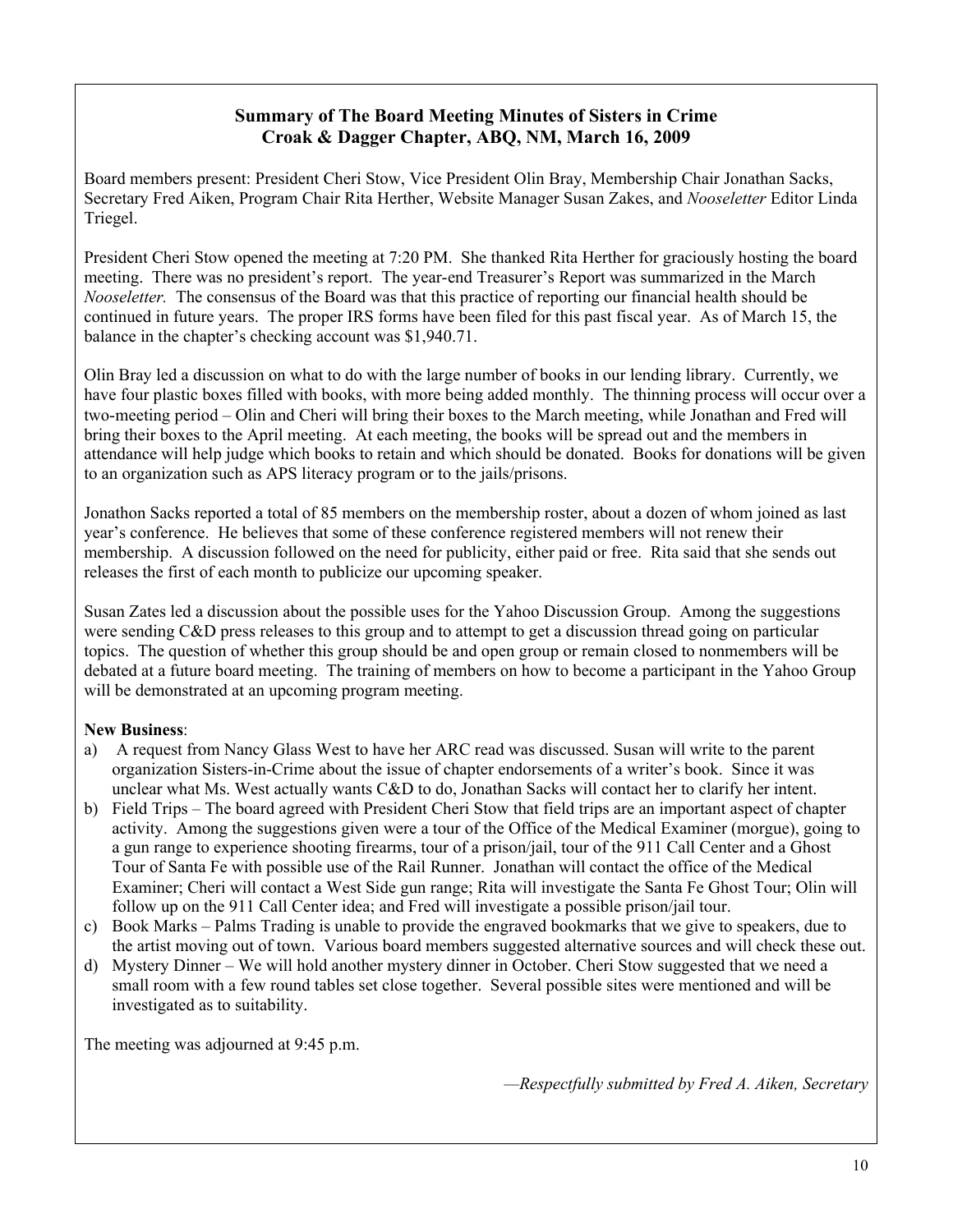## Summary of The Board Meeting Minutes of Sisters in Crime Croak & Dagger Chapter, ABQ, NM, March 16, 2009

Board members present: President Cheri Stow, Vice President Olin Bray, Membership Chair Jonathan Sacks, Secretary Fred Aiken, Program Chair Rita Herther, Website Manager Susan Zakes, and *Nooseletter* Editor Linda Triegel.

President Cheri Stow opened the meeting at 7:20 PM. She thanked Rita Herther for graciously hosting the board meeting. There was no president's report. The year-end Treasurer's Report was summarized in the March *Nooseletter.* The consensus of the Board was that this practice of reporting our financial health should be continued in future years. The proper IRS forms have been filed for this past fiscal year. As of March 15, the balance in the chapter's checking account was $1,940.71.

Olin Bray led a discussion on what to do with the large number of books in our lending library. Currently, we have four plastic boxes filled with books, with more being added monthly. The thinning process will occur over a two-meeting period – Olin and Cheri will bring their boxes to the March meeting, while Jonathan and Fred will bring their boxes to the April meeting. At each meeting, the books will be spread out and the members in attendance will help judge which books to retain and which should be donated. Books for donations will be given to an organization such as APS literacy program or to the jails/prisons.

Jonathon Sacks reported a total of 85 members on the membership roster, about a dozen of whom joined as last year's conference. He believes that some of these conference registered members will not renew their membership. A discussion followed on the need for publicity, either paid or free. Rita said that she sends out releases the first of each month to publicize our upcoming speaker.

Susan Zates led a discussion about the possible uses for the Yahoo Discussion Group. Among the suggestions were sending C&D press releases to this group and to attempt to get a discussion thread going on particular topics. The question of whether this group should be and open group or remain closed to nonmembers will be debated at a future board meeting. The training of members on how to become a participant in the Yahoo Group will be demonstrated at an upcoming program meeting.

**New Business**:

a) A request from Nancy Glass West to have her ARC read was discussed. Susan will write to the parent organization Sisters-in-Crime about the issue of chapter endorsements of a writer's book. Since it was unclear what Ms. West actually wants C&D to do, Jonathan Sacks will contact her to clarify her intent.
b) Field Trips – The board agreed with President Cheri Stow that field trips are an important aspect of chapter activity. Among the suggestions given were a tour of the Office of the Medical Examiner (morgue), going to a gun range to experience shooting firearms, tour of a prison/jail, tour of the 911 Call Center and a Ghost Tour of Santa Fe with possible use of the Rail Runner. Jonathan will contact the office of the Medical Examiner; Cheri will contact a West Side gun range; Rita will investigate the Santa Fe Ghost Tour; Olin will follow up on the 911 Call Center idea; and Fred will investigate a possible prison/jail tour.
c) Book Marks – Palms Trading is unable to provide the engraved bookmarks that we give to speakers, due to the artist moving out of town. Various board members suggested alternative sources and will check these out.
d) Mystery Dinner – We will hold another mystery dinner in October. Cheri Stow suggested that we need a small room with a few round tables set close together. Several possible sites were mentioned and will be investigated as to suitability.

The meeting was adjourned at 9:45 p.m.

*—Respectfully submitted by Fred A. Aiken, Secretary*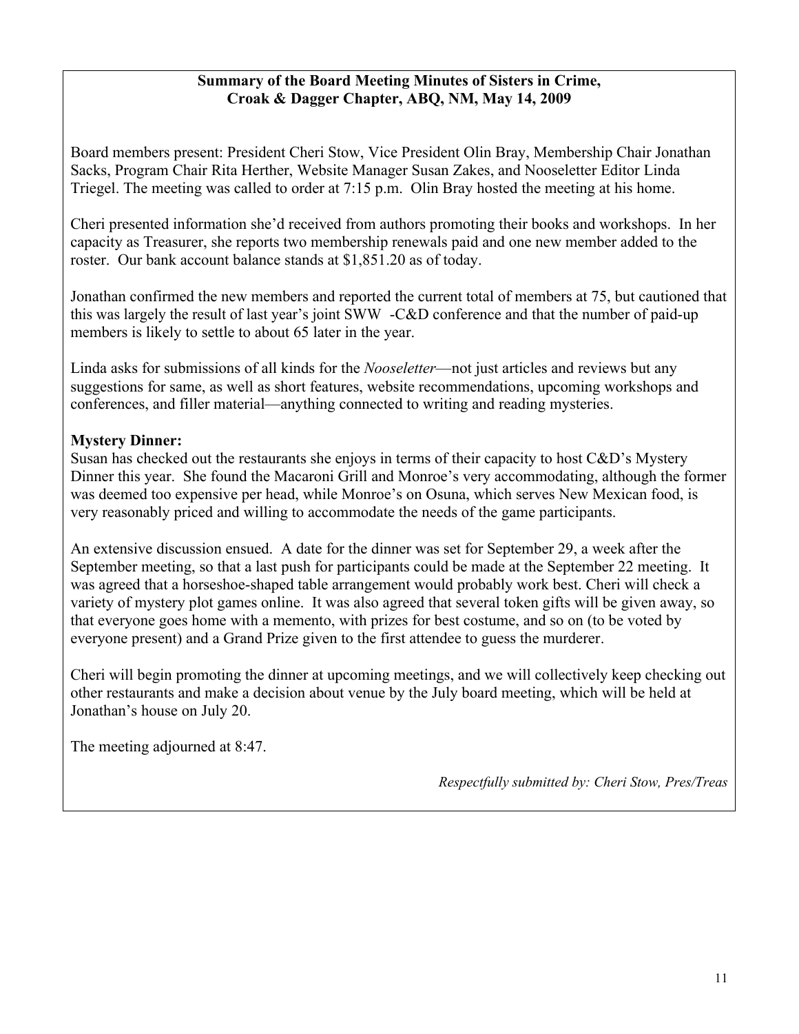**Summary of the Board Meeting Minutes of Sisters in Crime, Croak & Dagger Chapter, ABQ, NM, May 14, 2009**

Board members present: President Cheri Stow, Vice President Olin Bray, Membership Chair Jonathan Sacks, Program Chair Rita Herther, Website Manager Susan Zakes, and Nooseletter Editor Linda Triegel. The meeting was called to order at 7:15 p.m. Olin Bray hosted the meeting at his home.

Cheri presented information she'd received from authors promoting their books and workshops. In her capacity as Treasurer, she reports two membership renewals paid and one new member added to the roster. Our bank account balance stands at $1,851.20 as of today.

Jonathan confirmed the new members and reported the current total of members at 75, but cautioned that this was largely the result of last year's joint SWW -C&D conference and that the number of paid-up members is likely to settle to about 65 later in the year.

Linda asks for submissions of all kinds for the *Nooseletter*—not just articles and reviews but any suggestions for same, as well as short features, website recommendations, upcoming workshops and conferences, and filler material—anything connected to writing and reading mysteries.

**Mystery Dinner:**

Susan has checked out the restaurants she enjoys in terms of their capacity to host C&D's Mystery Dinner this year. She found the Macaroni Grill and Monroe's very accommodating, although the former was deemed too expensive per head, while Monroe's on Osuna, which serves New Mexican food, is very reasonably priced and willing to accommodate the needs of the game participants.

An extensive discussion ensued. A date for the dinner was set for September 29, a week after the September meeting, so that a last push for participants could be made at the September 22 meeting. It was agreed that a horseshoe-shaped table arrangement would probably work best. Cheri will check a variety of mystery plot games online. It was also agreed that several token gifts will be given away, so that everyone goes home with a memento, with prizes for best costume, and so on (to be voted by everyone present) and a Grand Prize given to the first attendee to guess the murderer.

Cheri will begin promoting the dinner at upcoming meetings, and we will collectively keep checking out other restaurants and make a decision about venue by the July board meeting, which will be held at Jonathan's house on July 20.

The meeting adjourned at 8:47.

*Respectfully submitted by: Cheri Stow, Pres/Treas*